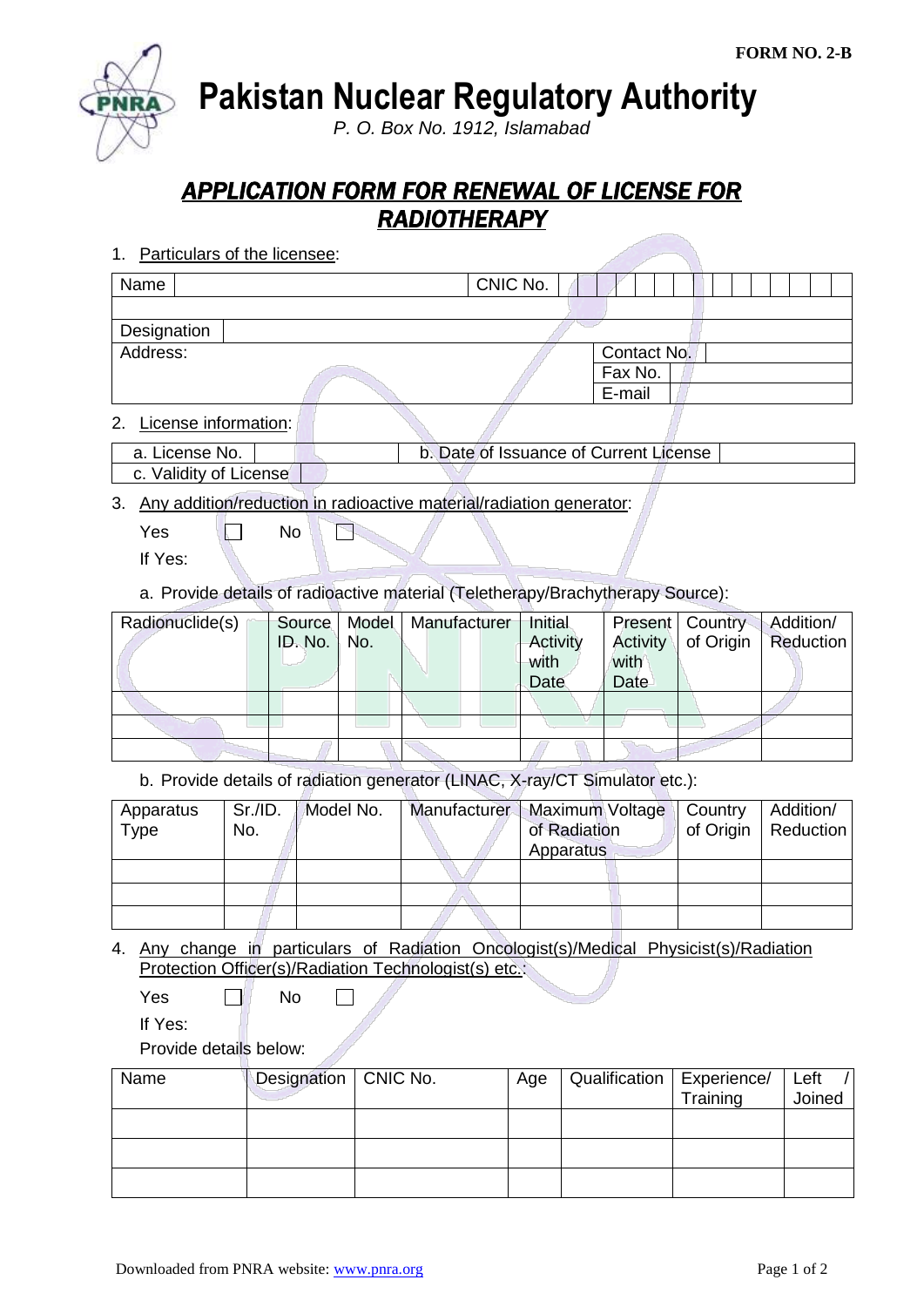FORM NO. 2-B

# Pakistan Nuclear Regulatory Authority

*P. O. Box No. 1912, Islamabad*

## *APPLICATION FORM FOR RENEWAL OF LICENSE FOR RADIOTHERAPY*

1. Particulars of the licensee:

| Name | | CNIC No. | |
|---|---|---|---|
| | | | |
| Designation | | | |
| Address: | | Contact No. | |
| | | Fax No. | |
| | | E-mail | |

2. License information:

| a. License No. | | b. Date of Issuance of Current License | |
|---|---|---|---|
| c. Validity of License | | | |

3. Any addition/reduction in radioactive material/radiation generator:

   Yes ☐ No ☐

   If Yes:

   a. Provide details of radioactive material (Teletherapy/Brachytherapy Source):

| Radionuclide(s) | Source ID. No. | Model No. | Manufacturer | Initial Activity with Date | Present Activity with Date | Country of Origin | Addition/ Reduction |
|---|---|---|---|---|---|---|---|
| | | | | | | | |
| | | | | | | | |
| | | | | | | | |

   b. Provide details of radiation generator (LINAC, X-ray/CT Simulator etc.):

| Apparatus Type | Sr./ID. No. | Model No. | Manufacturer | Maximum Voltage of Radiation Apparatus | Country of Origin | Addition/ Reduction |
|---|---|---|---|---|---|---|
| | | | | | | |
| | | | | | | |
| | | | | | | |

4. Any change in particulars of Radiation Oncologist(s)/Medical Physicist(s)/Radiation Protection Officer(s)/Radiation Technologist(s) etc.:

   Yes ☐ No ☐

   If Yes:

   Provide details below:

| Name | Designation | CNIC No. | Age | Qualification | Experience/ Training | Left / Joined |
|---|---|---|---|---|---|---|
| | | | | | | |
| | | | | | | |
| | | | | | | |

Downloaded from PNRA website: www.pnra.org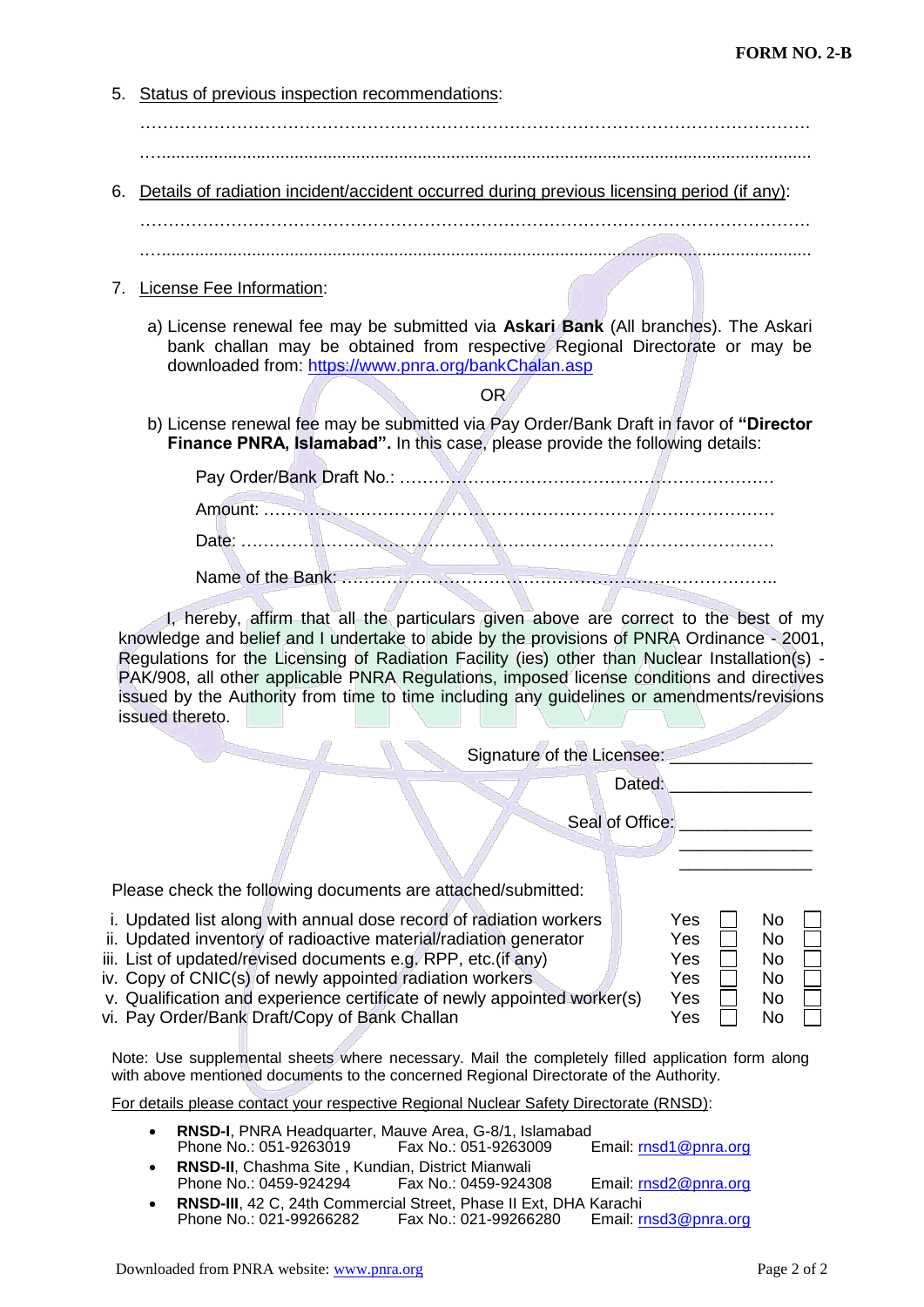5. Status of previous inspection recommendations:

…………………………………………………………………………………………………………

…………………………………………………………………………………………………………

6. Details of radiation incident/accident occurred during previous licensing period (if any):

…………………………………………………………………………………………………………

…………………………………………………………………………………………………………

7. License Fee Information:

   a) License renewal fee may be submitted via **Askari Bank** (All branches). The Askari bank challan may be obtained from respective Regional Directorate or may be downloaded from: https://www.pnra.org/bankChalan.asp

   OR

   b) License renewal fee may be submitted via Pay Order/Bank Draft in favor of **"Director Finance PNRA, Islamabad".** In this case, please provide the following details:

   Pay Order/Bank Draft No.: …………………………………………………………

   Amount: ……………………………………………………………………………

   Date: ………………………………………………………………………………

   Name of the Bank: …………………………………………………………………..

I, hereby, affirm that all the particulars given above are correct to the best of my knowledge and belief and I undertake to abide by the provisions of PNRA Ordinance - 2001, Regulations for the Licensing of Radiation Facility (ies) other than Nuclear Installation(s) - PAK/908, all other applicable PNRA Regulations, imposed license conditions and directives issued by the Authority from time to time including any guidelines or amendments/revisions issued thereto.

Signature of the Licensee: _______________

Dated: _______________

Seal of Office: _______________
_______________
_______________

Please check the following documents are attached/submitted:

| | | |
|---|---|---|
| i. Updated list along with annual dose record of radiation workers | Yes ☐ | No ☐ |
| ii. Updated inventory of radioactive material/radiation generator | Yes ☐ | No ☐ |
| iii. List of updated/revised documents e.g. RPP, etc.(if any) | Yes ☐ | No ☐ |
| iv. Copy of CNIC(s) of newly appointed radiation workers | Yes ☐ | No ☐ |
| v. Qualification and experience certificate of newly appointed worker(s) | Yes ☐ | No ☐ |
| vi. Pay Order/Bank Draft/Copy of Bank Challan | Yes ☐ | No ☐ |

Note: Use supplemental sheets where necessary. Mail the completely filled application form along with above mentioned documents to the concerned Regional Directorate of the Authority.

For details please contact your respective Regional Nuclear Safety Directorate (RNSD):

- **RNSD-I**, PNRA Headquarter, Mauve Area, G-8/1, Islamabad
  Phone No.: 051-9263019  Fax No.: 051-9263009  Email: rnsd1@pnra.org
- **RNSD-II**, Chashma Site , Kundian, District Mianwali
  Phone No.: 0459-924294  Fax No.: 0459-924308  Email: rnsd2@pnra.org
- **RNSD-III**, 42 C, 24th Commercial Street, Phase II Ext, DHA Karachi
  Phone No.: 021-99266282  Fax No.: 021-99266280  Email: rnsd3@pnra.org